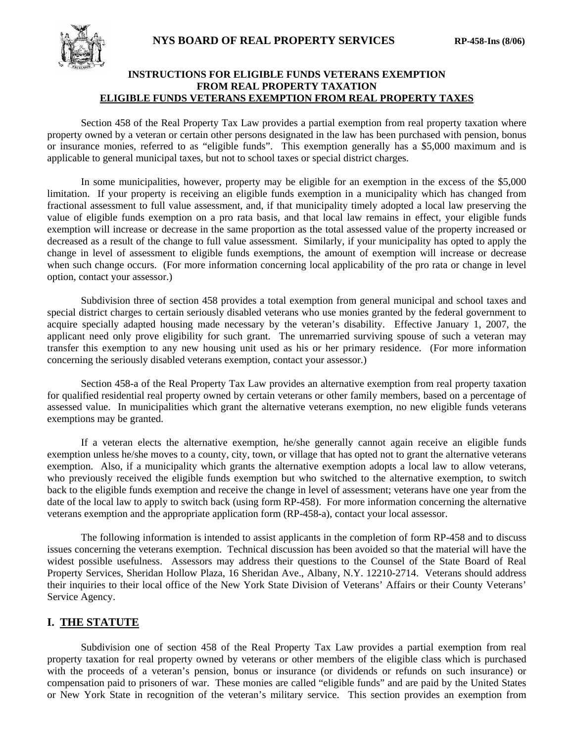# NYS BOARD OF REAL PROPERTY SERVICES

RP-458-Ins (8/06)

## INSTRUCTIONS FOR ELIGIBLE FUNDS VETERANS EXEMPTION FROM REAL PROPERTY TAXATION

## ELIGIBLE FUNDS VETERANS EXEMPTION FROM REAL PROPERTY TAXES

Section 458 of the Real Property Tax Law provides a partial exemption from real property taxation where property owned by a veteran or certain other persons designated in the law has been purchased with pension, bonus or insurance monies, referred to as "eligible funds". This exemption generally has a \$5,000 maximum and is applicable to general municipal taxes, but not to school taxes or special district charges.

In some municipalities, however, property may be eligible for an exemption in the excess of the \$5,000 limitation. If your property is receiving an eligible funds exemption in a municipality which has changed from fractional assessment to full value assessment, and, if that municipality timely adopted a local law preserving the value of eligible funds exemption on a pro rata basis, and that local law remains in effect, your eligible funds exemption will increase or decrease in the same proportion as the total assessed value of the property increased or decreased as a result of the change to full value assessment. Similarly, if your municipality has opted to apply the change in level of assessment to eligible funds exemptions, the amount of exemption will increase or decrease when such change occurs. (For more information concerning local applicability of the pro rata or change in level option, contact your assessor.)

Subdivision three of section 458 provides a total exemption from general municipal and school taxes and special district charges to certain seriously disabled veterans who use monies granted by the federal government to acquire specially adapted housing made necessary by the veteran's disability. Effective January 1, 2007, the applicant need only prove eligibility for such grant. The unremarried surviving spouse of such a veteran may transfer this exemption to any new housing unit used as his or her primary residence. (For more information concerning the seriously disabled veterans exemption, contact your assessor.)

Section 458-a of the Real Property Tax Law provides an alternative exemption from real property taxation for qualified residential real property owned by certain veterans or other family members, based on a percentage of assessed value. In municipalities which grant the alternative veterans exemption, no new eligible funds veterans exemptions may be granted.

If a veteran elects the alternative exemption, he/she generally cannot again receive an eligible funds exemption unless he/she moves to a county, city, town, or village that has opted not to grant the alternative veterans exemption. Also, if a municipality which grants the alternative exemption adopts a local law to allow veterans, who previously received the eligible funds exemption but who switched to the alternative exemption, to switch back to the eligible funds exemption and receive the change in level of assessment; veterans have one year from the date of the local law to apply to switch back (using form RP-458). For more information concerning the alternative veterans exemption and the appropriate application form (RP-458-a), contact your local assessor.

The following information is intended to assist applicants in the completion of form RP-458 and to discuss issues concerning the veterans exemption. Technical discussion has been avoided so that the material will have the widest possible usefulness. Assessors may address their questions to the Counsel of the State Board of Real Property Services, Sheridan Hollow Plaza, 16 Sheridan Ave., Albany, N.Y. 12210-2714. Veterans should address their inquiries to their local office of the New York State Division of Veterans' Affairs or their County Veterans' Service Agency.

## I. THE STATUTE

Subdivision one of section 458 of the Real Property Tax Law provides a partial exemption from real property taxation for real property owned by veterans or other members of the eligible class which is purchased with the proceeds of a veteran's pension, bonus or insurance (or dividends or refunds on such insurance) or compensation paid to prisoners of war. These monies are called "eligible funds" and are paid by the United States or New York State in recognition of the veteran's military service. This section provides an exemption from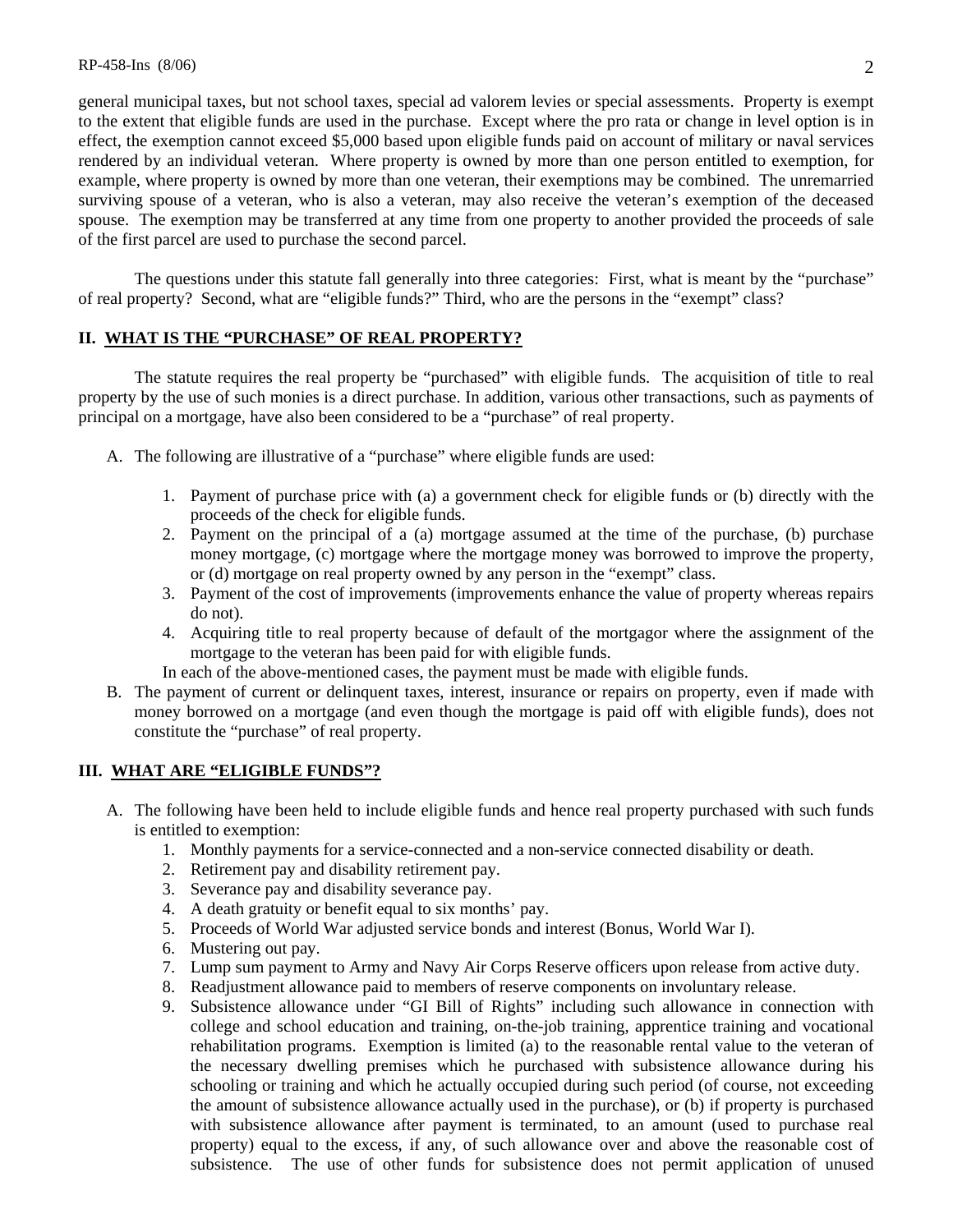general municipal taxes, but not school taxes, special ad valorem levies or special assessments. Property is exempt to the extent that eligible funds are used in the purchase. Except where the pro rata or change in level option is in effect, the exemption cannot exceed $5,000 based upon eligible funds paid on account of military or naval services rendered by an individual veteran. Where property is owned by more than one person entitled to exemption, for example, where property is owned by more than one veteran, their exemptions may be combined. The unremarried surviving spouse of a veteran, who is also a veteran, may also receive the veteran's exemption of the deceased spouse. The exemption may be transferred at any time from one property to another provided the proceeds of sale of the first parcel are used to purchase the second parcel.

The questions under this statute fall generally into three categories: First, what is meant by the "purchase" of real property? Second, what are "eligible funds?" Third, who are the persons in the "exempt" class?

## II. WHAT IS THE "PURCHASE" OF REAL PROPERTY?

The statute requires the real property be "purchased" with eligible funds. The acquisition of title to real property by the use of such monies is a direct purchase. In addition, various other transactions, such as payments of principal on a mortgage, have also been considered to be a "purchase" of real property.

A. The following are illustrative of a "purchase" where eligible funds are used:

   1. Payment of purchase price with (a) a government check for eligible funds or (b) directly with the proceeds of the check for eligible funds.
   2. Payment on the principal of a (a) mortgage assumed at the time of the purchase, (b) purchase money mortgage, (c) mortgage where the mortgage money was borrowed to improve the property, or (d) mortgage on real property owned by any person in the "exempt" class.
   3. Payment of the cost of improvements (improvements enhance the value of property whereas repairs do not).
   4. Acquiring title to real property because of default of the mortgagor where the assignment of the mortgage to the veteran has been paid for with eligible funds.

   In each of the above-mentioned cases, the payment must be made with eligible funds.

B. The payment of current or delinquent taxes, interest, insurance or repairs on property, even if made with money borrowed on a mortgage (and even though the mortgage is paid off with eligible funds), does not constitute the "purchase" of real property.

## III. WHAT ARE "ELIGIBLE FUNDS"?

A. The following have been held to include eligible funds and hence real property purchased with such funds is entitled to exemption:
   1. Monthly payments for a service-connected and a non-service connected disability or death.
   2. Retirement pay and disability retirement pay.
   3. Severance pay and disability severance pay.
   4. A death gratuity or benefit equal to six months' pay.
   5. Proceeds of World War adjusted service bonds and interest (Bonus, World War I).
   6. Mustering out pay.
   7. Lump sum payment to Army and Navy Air Corps Reserve officers upon release from active duty.
   8. Readjustment allowance paid to members of reserve components on involuntary release.
   9. Subsistence allowance under "GI Bill of Rights" including such allowance in connection with college and school education and training, on-the-job training, apprentice training and vocational rehabilitation programs. Exemption is limited (a) to the reasonable rental value to the veteran of the necessary dwelling premises which he purchased with subsistence allowance during his schooling or training and which he actually occupied during such period (of course, not exceeding the amount of subsistence allowance actually used in the purchase), or (b) if property is purchased with subsistence allowance after payment is terminated, to an amount (used to purchase real property) equal to the excess, if any, of such allowance over and above the reasonable cost of subsistence. The use of other funds for subsistence does not permit application of unused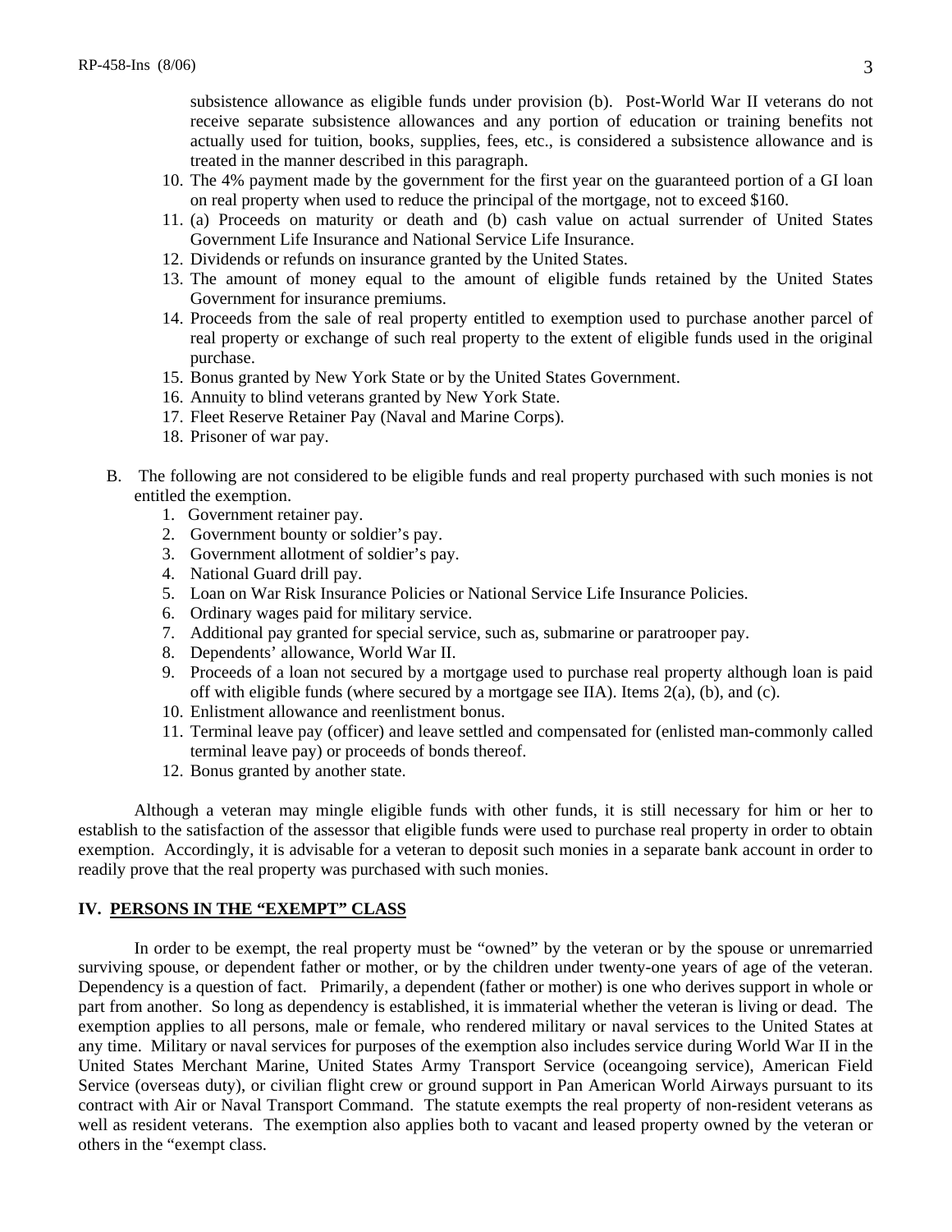subsistence allowance as eligible funds under provision (b). Post-World War II veterans do not receive separate subsistence allowances and any portion of education or training benefits not actually used for tuition, books, supplies, fees, etc., is considered a subsistence allowance and is treated in the manner described in this paragraph.

10. The 4% payment made by the government for the first year on the guaranteed portion of a GI loan on real property when used to reduce the principal of the mortgage, not to exceed $160.
11. (a) Proceeds on maturity or death and (b) cash value on actual surrender of United States Government Life Insurance and National Service Life Insurance.
12. Dividends or refunds on insurance granted by the United States.
13. The amount of money equal to the amount of eligible funds retained by the United States Government for insurance premiums.
14. Proceeds from the sale of real property entitled to exemption used to purchase another parcel of real property or exchange of such real property to the extent of eligible funds used in the original purchase.
15. Bonus granted by New York State or by the United States Government.
16. Annuity to blind veterans granted by New York State.
17. Fleet Reserve Retainer Pay (Naval and Marine Corps).
18. Prisoner of war pay.

B. The following are not considered to be eligible funds and real property purchased with such monies is not entitled the exemption.

1. Government retainer pay.
2. Government bounty or soldier's pay.
3. Government allotment of soldier's pay.
4. National Guard drill pay.
5. Loan on War Risk Insurance Policies or National Service Life Insurance Policies.
6. Ordinary wages paid for military service.
7. Additional pay granted for special service, such as, submarine or paratrooper pay.
8. Dependents' allowance, World War II.
9. Proceeds of a loan not secured by a mortgage used to purchase real property although loan is paid off with eligible funds (where secured by a mortgage see IIA). Items 2(a), (b), and (c).
10. Enlistment allowance and reenlistment bonus.
11. Terminal leave pay (officer) and leave settled and compensated for (enlisted man-commonly called terminal leave pay) or proceeds of bonds thereof.
12. Bonus granted by another state.

Although a veteran may mingle eligible funds with other funds, it is still necessary for him or her to establish to the satisfaction of the assessor that eligible funds were used to purchase real property in order to obtain exemption. Accordingly, it is advisable for a veteran to deposit such monies in a separate bank account in order to readily prove that the real property was purchased with such monies.

## IV. PERSONS IN THE "EXEMPT" CLASS

In order to be exempt, the real property must be "owned" by the veteran or by the spouse or unremarried surviving spouse, or dependent father or mother, or by the children under twenty-one years of age of the veteran. Dependency is a question of fact. Primarily, a dependent (father or mother) is one who derives support in whole or part from another. So long as dependency is established, it is immaterial whether the veteran is living or dead. The exemption applies to all persons, male or female, who rendered military or naval services to the United States at any time. Military or naval services for purposes of the exemption also includes service during World War II in the United States Merchant Marine, United States Army Transport Service (oceangoing service), American Field Service (overseas duty), or civilian flight crew or ground support in Pan American World Airways pursuant to its contract with Air or Naval Transport Command. The statute exempts the real property of non-resident veterans as well as resident veterans. The exemption also applies both to vacant and leased property owned by the veteran or others in the "exempt class.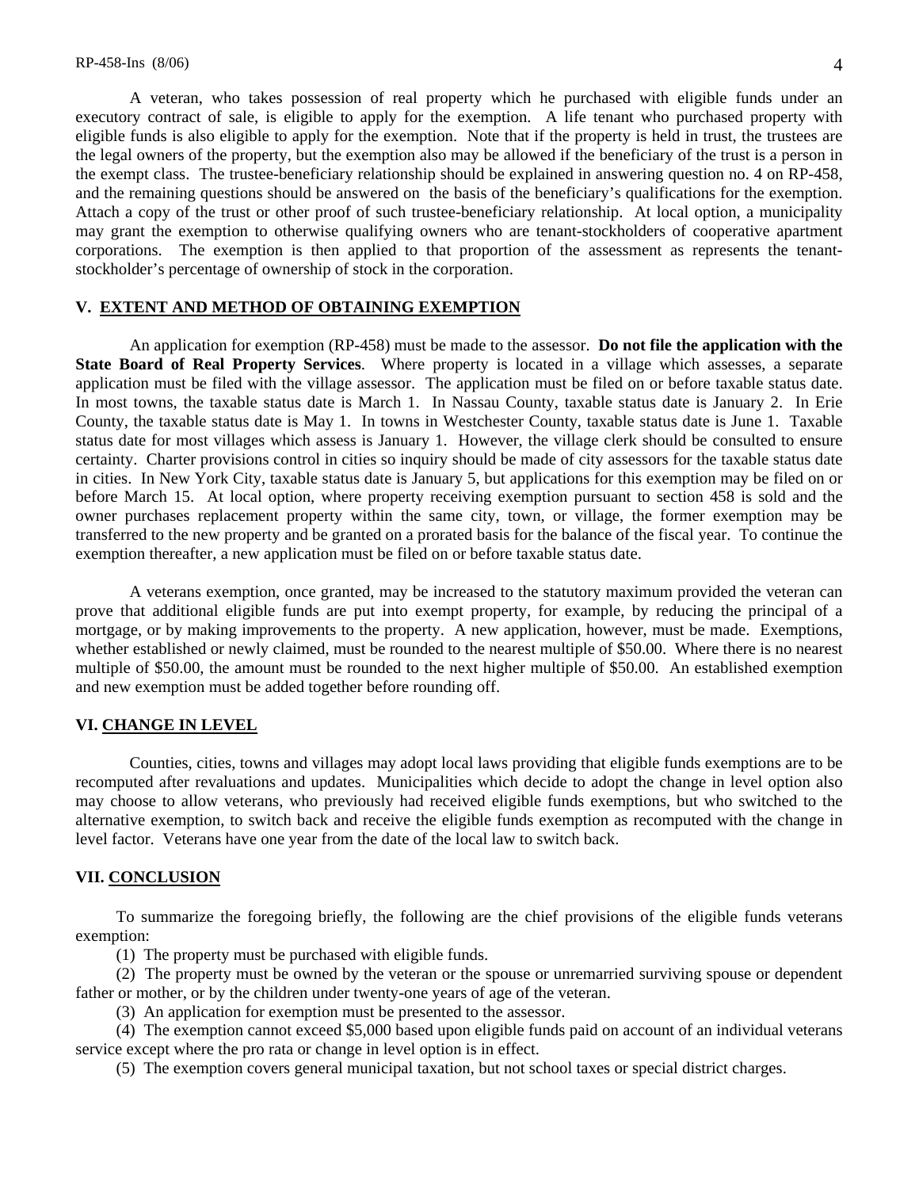A veteran, who takes possession of real property which he purchased with eligible funds under an executory contract of sale, is eligible to apply for the exemption. A life tenant who purchased property with eligible funds is also eligible to apply for the exemption. Note that if the property is held in trust, the trustees are the legal owners of the property, but the exemption also may be allowed if the beneficiary of the trust is a person in the exempt class. The trustee-beneficiary relationship should be explained in answering question no. 4 on RP-458, and the remaining questions should be answered on the basis of the beneficiary's qualifications for the exemption. Attach a copy of the trust or other proof of such trustee-beneficiary relationship. At local option, a municipality may grant the exemption to otherwise qualifying owners who are tenant-stockholders of cooperative apartment corporations. The exemption is then applied to that proportion of the assessment as represents the tenant-stockholder's percentage of ownership of stock in the corporation.

## V. EXTENT AND METHOD OF OBTAINING EXEMPTION

An application for exemption (RP-458) must be made to the assessor. **Do not file the application with the State Board of Real Property Services**. Where property is located in a village which assesses, a separate application must be filed with the village assessor. The application must be filed on or before taxable status date. In most towns, the taxable status date is March 1. In Nassau County, taxable status date is January 2. In Erie County, the taxable status date is May 1. In towns in Westchester County, taxable status date is June 1. Taxable status date for most villages which assess is January 1. However, the village clerk should be consulted to ensure certainty. Charter provisions control in cities so inquiry should be made of city assessors for the taxable status date in cities. In New York City, taxable status date is January 5, but applications for this exemption may be filed on or before March 15. At local option, where property receiving exemption pursuant to section 458 is sold and the owner purchases replacement property within the same city, town, or village, the former exemption may be transferred to the new property and be granted on a prorated basis for the balance of the fiscal year. To continue the exemption thereafter, a new application must be filed on or before taxable status date.

A veterans exemption, once granted, may be increased to the statutory maximum provided the veteran can prove that additional eligible funds are put into exempt property, for example, by reducing the principal of a mortgage, or by making improvements to the property. A new application, however, must be made. Exemptions, whether established or newly claimed, must be rounded to the nearest multiple of $50.00. Where there is no nearest multiple of $50.00, the amount must be rounded to the next higher multiple of $50.00. An established exemption and new exemption must be added together before rounding off.

## VI. CHANGE IN LEVEL

Counties, cities, towns and villages may adopt local laws providing that eligible funds exemptions are to be recomputed after revaluations and updates. Municipalities which decide to adopt the change in level option also may choose to allow veterans, who previously had received eligible funds exemptions, but who switched to the alternative exemption, to switch back and receive the eligible funds exemption as recomputed with the change in level factor. Veterans have one year from the date of the local law to switch back.

## VII. CONCLUSION

To summarize the foregoing briefly, the following are the chief provisions of the eligible funds veterans exemption:

(1) The property must be purchased with eligible funds.

(2) The property must be owned by the veteran or the spouse or unremarried surviving spouse or dependent father or mother, or by the children under twenty-one years of age of the veteran.

(3) An application for exemption must be presented to the assessor.

(4) The exemption cannot exceed $5,000 based upon eligible funds paid on account of an individual veterans service except where the pro rata or change in level option is in effect.

(5) The exemption covers general municipal taxation, but not school taxes or special district charges.